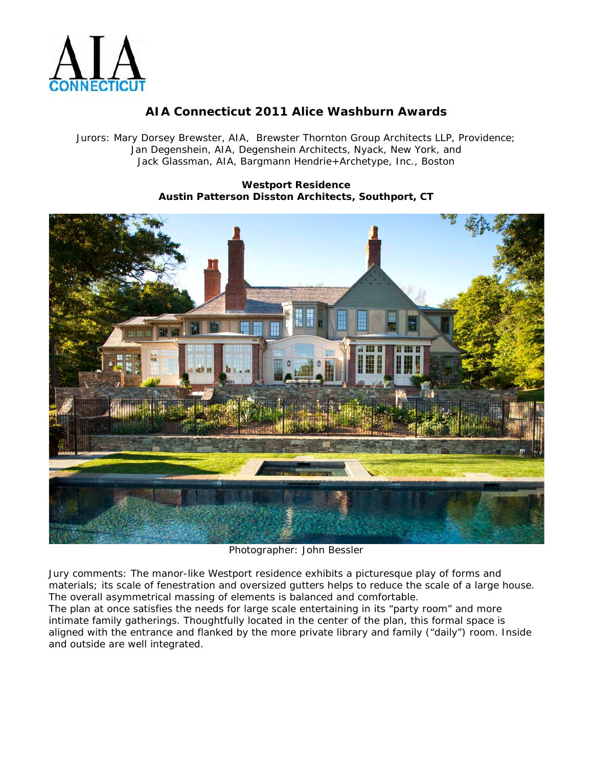# AIA Connecticut 2011 Alice Washburn Awards

Jurors: Mary Dorsey Brewster, AIA, Brewster Thornton Group Architects LLP, Providence; Jan Degenshein, AIA, Degenshein Architects, Nyack, New York, and Jack Glassman, AIA, Bargmann Hendrie+Archetype, Inc., Boston

**Westport Residence**
**Austin Patterson Disston Architects, Southport, CT**

Photographer: John Bessler

Jury comments: The manor-like Westport residence exhibits a picturesque play of forms and materials; its scale of fenestration and oversized gutters helps to reduce the scale of a large house. The overall asymmetrical massing of elements is balanced and comfortable.
The plan at once satisfies the needs for large scale entertaining in its "party room" and more intimate family gatherings. Thoughtfully located in the center of the plan, this formal space is aligned with the entrance and flanked by the more private library and family ("daily") room. Inside and outside are well integrated.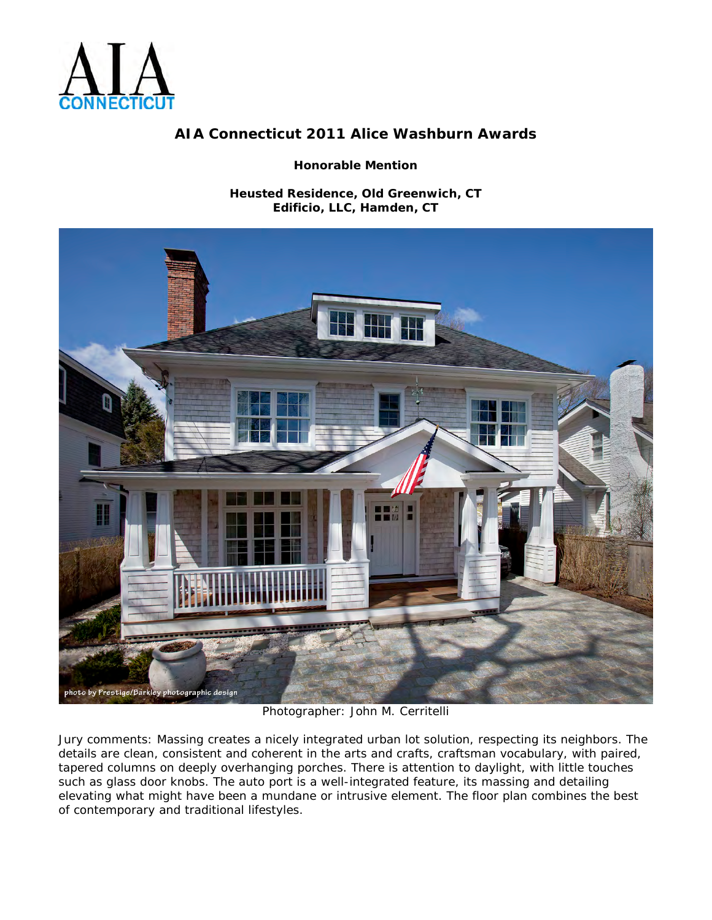AIA CONNECTICUT

# AIA Connecticut 2011 Alice Washburn Awards

**Honorable Mention**

**Heusted Residence, Old Greenwich, CT**
**Edificio, LLC, Hamden, CT**

Photographer: John M. Cerritelli

Jury comments: Massing creates a nicely integrated urban lot solution, respecting its neighbors. The details are clean, consistent and coherent in the arts and crafts, craftsman vocabulary, with paired, tapered columns on deeply overhanging porches. There is attention to daylight, with little touches such as glass door knobs. The auto port is a well-integrated feature, its massing and detailing elevating what might have been a mundane or intrusive element. The floor plan combines the best of contemporary and traditional lifestyles.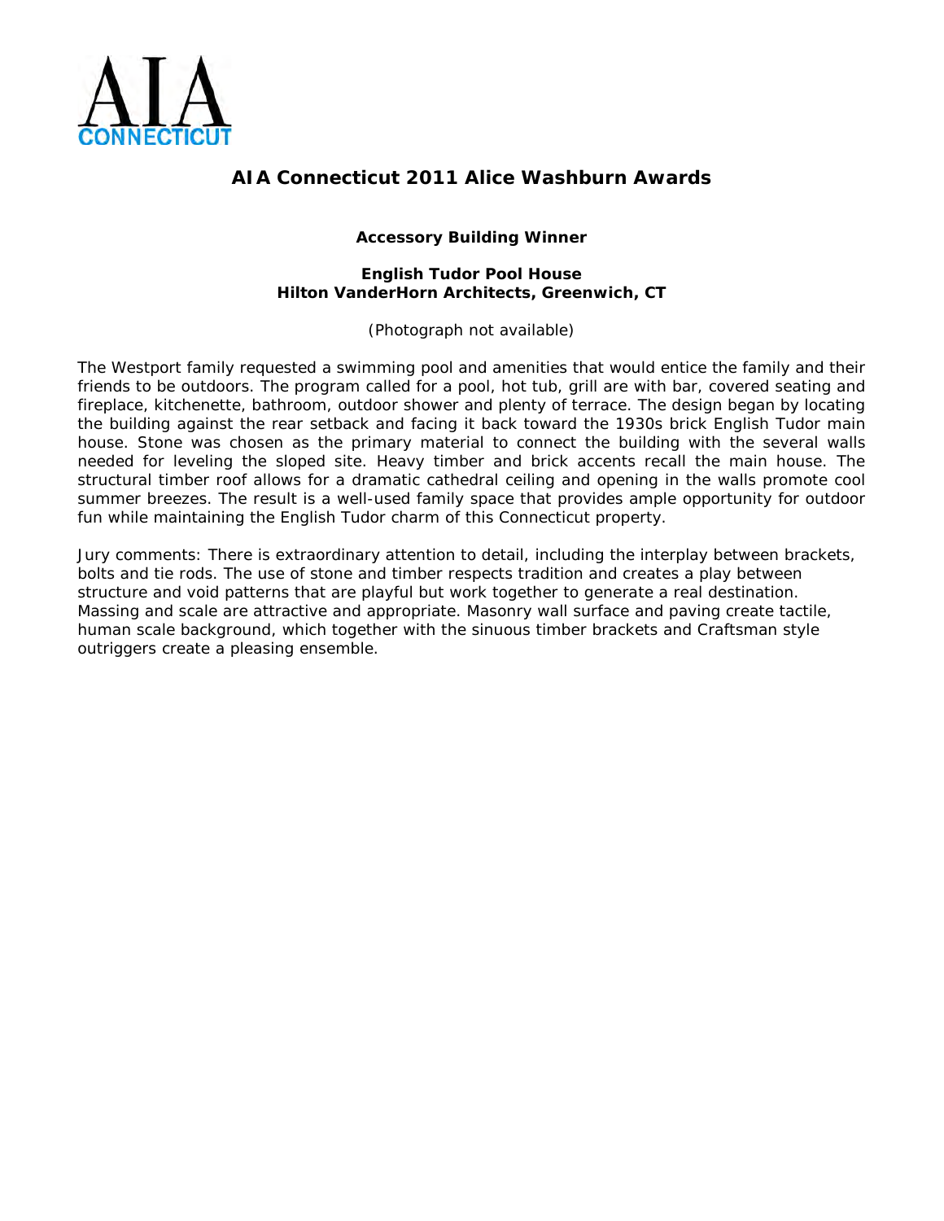AIA CONNECTICUT

## AIA Connecticut 2011 Alice Washburn Awards

**Accessory Building Winner**

**English Tudor Pool House**
**Hilton VanderHorn Architects, Greenwich, CT**

(Photograph not available)

The Westport family requested a swimming pool and amenities that would entice the family and their friends to be outdoors. The program called for a pool, hot tub, grill are with bar, covered seating and fireplace, kitchenette, bathroom, outdoor shower and plenty of terrace. The design began by locating the building against the rear setback and facing it back toward the 1930s brick English Tudor main house. Stone was chosen as the primary material to connect the building with the several walls needed for leveling the sloped site. Heavy timber and brick accents recall the main house. The structural timber roof allows for a dramatic cathedral ceiling and opening in the walls promote cool summer breezes. The result is a well-used family space that provides ample opportunity for outdoor fun while maintaining the English Tudor charm of this Connecticut property.

Jury comments: There is extraordinary attention to detail, including the interplay between brackets, bolts and tie rods. The use of stone and timber respects tradition and creates a play between structure and void patterns that are playful but work together to generate a real destination. Massing and scale are attractive and appropriate. Masonry wall surface and paving create tactile, human scale background, which together with the sinuous timber brackets and Craftsman style outriggers create a pleasing ensemble.